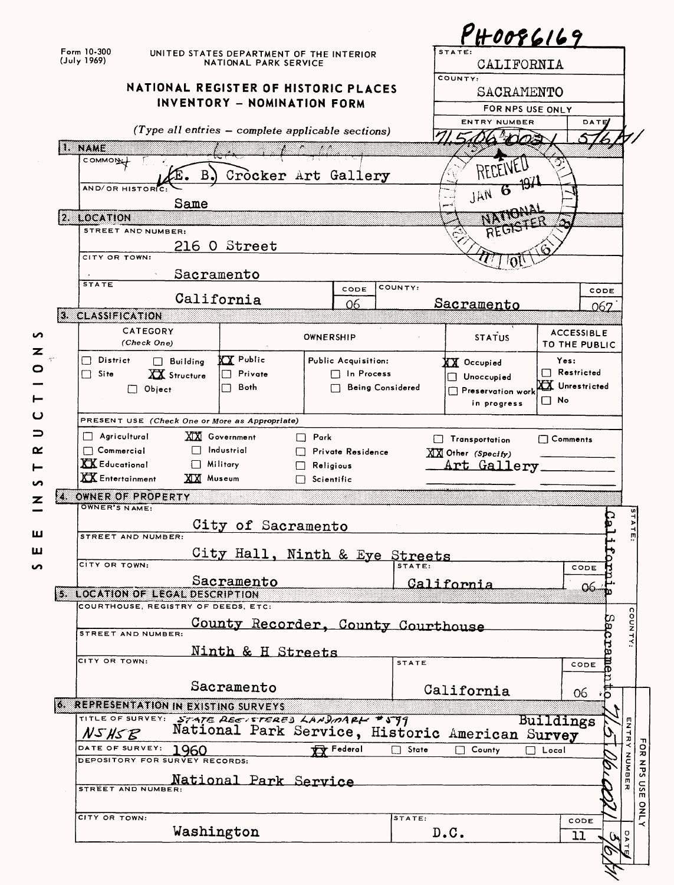PH0086169

Form 10-300
(July 1969)

UNITED STATES DEPARTMENT OF THE INTERIOR
NATIONAL PARK SERVICE

# NATIONAL REGISTER OF HISTORIC PLACES INVENTORY - NOMINATION FORM

*(Type all entries — complete applicable sections)*

| STATE: | |
|---|---|
| CALIFORNIA | |
| COUNTY: | |
| SACRAMENTO | |
| FOR NPS USE ONLY | |
| ENTRY NUMBER | DATE |
| 71.5.06.0021 | 5/6/71 |

RECEIVED JAN 6 1971 NATIONAL REGISTER

## 1. NAME

COMMON: (E. B.) Crocker Art Gallery

AND/OR HISTORIC: Same

## 2. LOCATION

STREET AND NUMBER: 216 O Street

CITY OR TOWN: Sacramento

| STATE | CODE | COUNTY: | CODE |
|---|---|---|---|
| California | 06 | Sacramento | 067 |

## 3. CLASSIFICATION

| CATEGORY (Check One) | OWNERSHIP | | STATUS | ACCESSIBLE TO THE PUBLIC |
|---|---|---|---|---|
| ☐ District ☐ Building | XX Public | Public Acquisition: | XX Occupied | Yes: |
| ☐ Site XX Structure | ☐ Private | ☐ In Process | ☐ Unoccupied | ☐ Restricted |
| ☐ Object | ☐ Both | ☐ Being Considered | ☐ Preservation work in progress | XX Unrestricted |
| | | | | ☐ No |

PRESENT USE (Check One or More as Appropriate)

| | | | | |
|---|---|---|---|---|
| ☐ Agricultural | XX Government | ☐ Park | ☐ Transportation | ☐ Comments |
| ☐ Commercial | ☐ Industrial | ☐ Private Residence | XX Other (Specify) | |
| XX Educational | ☐ Military | ☐ Religious | Art Gallery | |
| XX Entertainment | XX Museum | ☐ Scientific | | |

## 4. OWNER OF PROPERTY

OWNER'S NAME: City of Sacramento

STREET AND NUMBER: City Hall, Ninth & Eye Streets

| CITY OR TOWN: | STATE: | CODE |
|---|---|---|
| Sacramento | California | 06 |

## 5. LOCATION OF LEGAL DESCRIPTION

COURTHOUSE, REGISTRY OF DEEDS, ETC: County Recorder, County Courthouse

STREET AND NUMBER: Ninth & H Streets

| CITY OR TOWN: | STATE | CODE |
|---|---|---|
| Sacramento | California | 06 |

## 6. REPRESENTATION IN EXISTING SURVEYS

TITLE OF SURVEY: STATE REGISTERED LANDMARK #599
NSHSB National Park Service, Historic American Buildings Survey

DATE OF SURVEY: 1960 — XX Federal ☐ State ☐ County ☐ Local

DEPOSITORY FOR SURVEY RECORDS: National Park Service

STREET AND NUMBER:

| CITY OR TOWN: | STATE: | CODE |
|---|---|---|
| Washington | D.C. | 11 |

SEE INSTRUCTIONS

STATE: California
COUNTY: Sacramento
FOR NPS USE ONLY — ENTRY NUMBER: 71.5.06.0021 — DATE: 5/6/71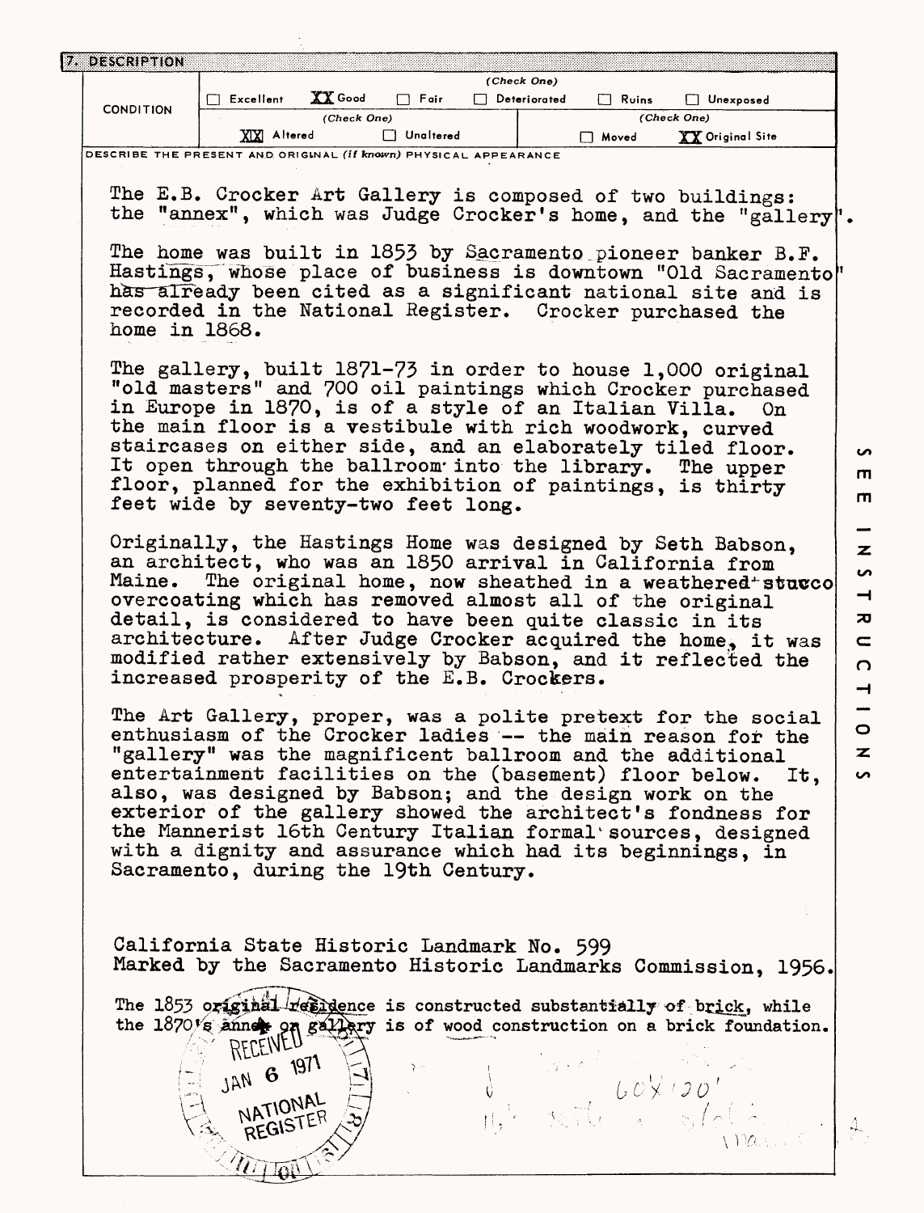## 7. DESCRIPTION

| CONDITION | (Check One) | | | | | |
|---|---|---|---|---|---|---|
| | ☐ Excellent | XX Good | ☐ Fair | ☐ Deteriorated | ☐ Ruins | ☐ Unexposed |
| | (Check One) | | | (Check One) | | |
| | XX Altered | | ☐ Unaltered | | ☐ Moved | XX Original Site |

DESCRIBE THE PRESENT AND ORIGINAL *(if known)* PHYSICAL APPEARANCE

The E.B. Crocker Art Gallery is composed of two buildings: the "annex", which was Judge Crocker's home, and the "gallery".

The home was built in 1853 by Sacramento pioneer banker B.F. Hastings, whose place of business is downtown "Old Sacramento" has already been cited as a significant national site and is recorded in the National Register. Crocker purchased the home in 1868.

The gallery, built 1871-73 in order to house 1,000 original "old masters" and 700 oil paintings which Crocker purchased in Europe in 1870, is of a style of an Italian Villa. On the main floor is a vestibule with rich woodwork, curved staircases on either side, and an elaborately tiled floor. It open through the ballroom into the library. The upper floor, planned for the exhibition of paintings, is thirty feet wide by seventy-two feet long.

Originally, the Hastings Home was designed by Seth Babson, an architect, who was an 1850 arrival in California from Maine. The original home, now sheathed in a weathered stucco overcoating which has removed almost all of the original detail, is considered to have been quite classic in its architecture. After Judge Crocker acquired the home, it was modified rather extensively by Babson, and it reflected the increased prosperity of the E.B. Crockers.

The Art Gallery, proper, was a polite pretext for the social enthusiasm of the Crocker ladies -- the main reason for the "gallery" was the magnificent ballroom and the additional entertainment facilities on the (basement) floor below. It, also, was designed by Babson; and the design work on the exterior of the gallery showed the architect's fondness for the Mannerist 16th Century Italian formal sources, designed with a dignity and assurance which had its beginnings, in Sacramento, during the 19th Century.

California State Historic Landmark No. 599
Marked by the Sacramento Historic Landmarks Commission, 1956.

The 1853 original residence is constructed substantially of brick, while the 1870's annex or gallery is of wood construction on a brick foundation.

RECEIVED
JAN 6 1971
NATIONAL REGISTER

60' x 120'

SEE INSTRUCTIONS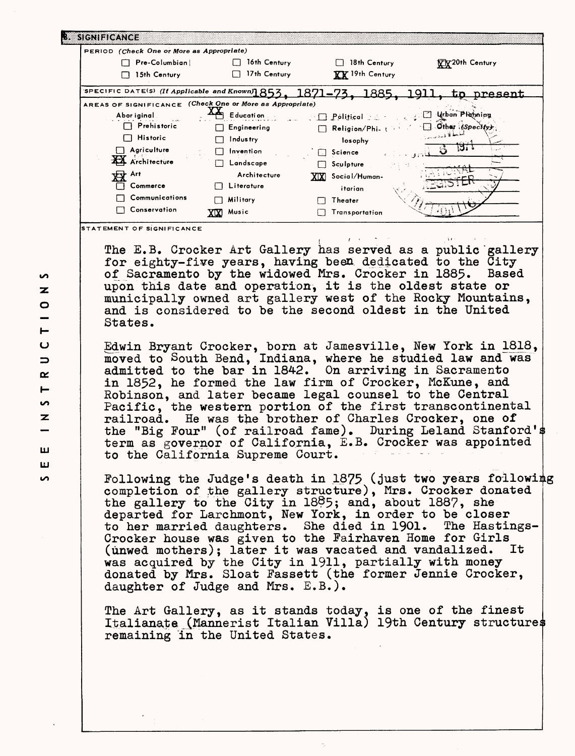## 8. SIGNIFICANCE

PERIOD (Check One or More as Appropriate)

| | | | |
|---|---|---|---|
| ☐ Pre-Columbian | ☐ 16th Century | ☐ 18th Century | ☒ 20th Century |
| ☐ 15th Century | ☐ 17th Century | ☒ 19th Century | |

SPECIFIC DATE(S) (If Applicable and Known) 1853, 1871-73, 1885, 1911, to present

AREAS OF SIGNIFICANCE (Check One or More as Appropriate)

| | | | |
|---|---|---|---|
| Aboriginal | ☒ Education | ☐ Political | ☐ Urban Planning |
| ☐ Prehistoric | ☐ Engineering | ☐ Religion/Philosophy | ☐ Other (Specify) |
| ☐ Historic | ☐ Industry | ☐ Science | |
| ☐ Agriculture | ☐ Invention | ☐ Sculpture | |
| ☒ Architecture | ☐ Landscape Architecture | ☒ Social/Humanitarian | |
| ☒ Art | ☐ Literature | ☐ Theater | |
| ☐ Commerce | ☐ Military | ☐ Transportation | |
| ☐ Communications | ☒ Music | | |
| ☐ Conservation | | | |

STATEMENT OF SIGNIFICANCE

The E.B. Crocker Art Gallery has served as a public gallery for eighty-five years, having been dedicated to the City of Sacramento by the widowed Mrs. Crocker in 1885. Based upon this date and operation, it is the oldest state or municipally owned art gallery west of the Rocky Mountains, and is considered to be the second oldest in the United States.

Edwin Bryant Crocker, born at Jamesville, New York in 1818, moved to South Bend, Indiana, where he studied law and was admitted to the bar in 1842. On arriving in Sacramento in 1852, he formed the law firm of Crocker, McKune, and Robinson, and later became legal counsel to the Central Pacific, the western portion of the first transcontinental railroad. He was the brother of Charles Crocker, one of the "Big Four" (of railroad fame). During Leland Stanford's term as governor of California, E.B. Crocker was appointed to the California Supreme Court.

Following the Judge's death in 1875 (just two years following completion of the gallery structure), Mrs. Crocker donated the gallery to the City in 1885; and, about 1887, she departed for Larchmont, New York, in order to be closer to her married daughters. She died in 1901. The Hastings-Crocker house was given to the Fairhaven Home for Girls (unwed mothers); later it was vacated and vandalized. It was acquired by the City in 1911, partially with money donated by Mrs. Sloat Fassett (the former Jennie Crocker, daughter of Judge and Mrs. E.B.).

The Art Gallery, as it stands today, is one of the finest Italianate (Mannerist Italian Villa) 19th Century structures remaining in the United States.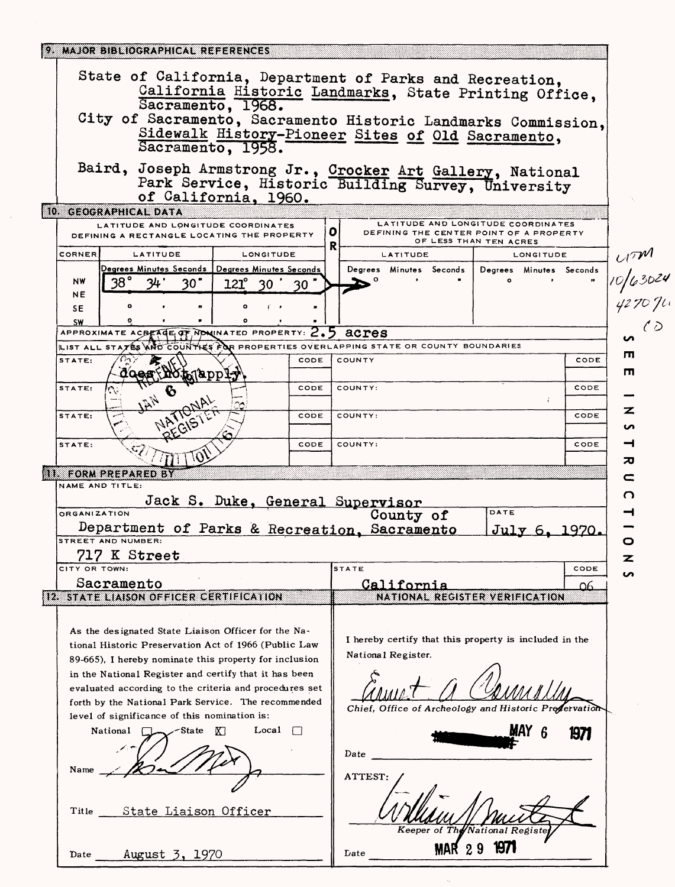## 9. MAJOR BIBLIOGRAPHICAL REFERENCES

State of California, Department of Parks and Recreation, California Historic Landmarks, State Printing Office, Sacramento, 1968.

City of Sacramento, Sacramento Historic Landmarks Commission, Sidewalk History-Pioneer Sites of Old Sacramento, Sacramento, 1958.

Baird, Joseph Armstrong Jr., Crocker Art Gallery, National Park Service, Historic Building Survey, University of California, 1960.

## 10. GEOGRAPHICAL DATA

| LATITUDE AND LONGITUDE COORDINATES DEFINING A RECTANGLE LOCATING THE PROPERTY | | | O R | LATITUDE AND LONGITUDE COORDINATES DEFINING THE CENTER POINT OF A PROPERTY OF LESS THAN TEN ACRES | |
|---|---|---|---|---|---|
| CORNER | LATITUDE (Degrees Minutes Seconds) | LONGITUDE (Degrees Minutes Seconds) | | LATITUDE (Degrees Minutes Seconds) | LONGITUDE (Degrees Minutes Seconds) |
| NW | 38° 34' 30" | 121° 30' 30" | | ° ' " | ° ' " |
| NE | | | | | |
| SE | ° ' " | ° ' " | | | |
| SW | ° ' " | ° ' " | | | |

UTM 10/630240 4270760 (?)

APPROXIMATE ACREAGE OF NOMINATED PROPERTY: 2.5 acres

LIST ALL STATES AND COUNTIES FOR PROPERTIES OVERLAPPING STATE OR COUNTY BOUNDARIES

| STATE: | CODE | COUNTY | CODE |
|---|---|---|---|
| does not apply. | | | |
| STATE: | CODE | COUNTY: | CODE |
| STATE: | CODE | COUNTY: | CODE |
| STATE: | CODE | COUNTY: | CODE |

RECEIVED JAN 6 1971 NATIONAL REGISTER

SEE INSTRUCTIONS

## 11. FORM PREPARED BY

NAME AND TITLE: Jack S. Duke, General Supervisor

ORGANIZATION: Department of Parks & Recreation, County of Sacramento

DATE: July 6, 1970.

STREET AND NUMBER: 717 K Street

CITY OR TOWN: Sacramento

STATE: California

CODE: 06

## 12. STATE LIAISON OFFICER CERTIFICATION

As the designated State Liaison Officer for the National Historic Preservation Act of 1966 (Public Law 89-665), I hereby nominate this property for inclusion in the National Register and certify that it has been evaluated according to the criteria and procedures set forth by the National Park Service. The recommended level of significance of this nomination is:

National ☐ State ☒ Local ☐

Name (signature)

Title State Liaison Officer

Date August 3, 1970

## NATIONAL REGISTER VERIFICATION

I hereby certify that this property is included in the National Register.

(signature)

*Chief, Office of Archeology and Historic Preservation*

Date MAY 6 1971

ATTEST:

(signature)

*Keeper of The National Register*

Date MAR 29 1971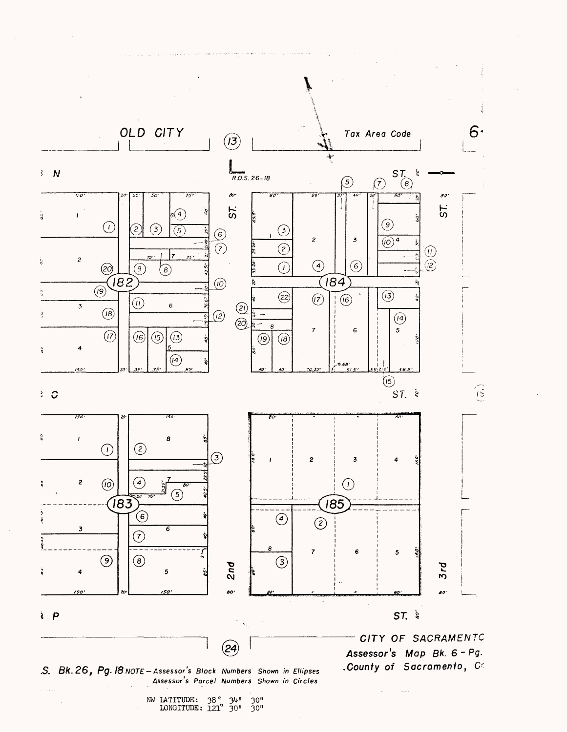OLD CITY

(13)

Tax Area Code

6

N ST.

R.O.S. 26-18

O ST.

P ST.

2nd ST.

3rd ST.

(24)

CITY OF SACRAMENTO

Assessor's Map Bk. 6 - Pg.

County of Sacramento, Ca

.S. Bk. 26, Pg. 18 NOTE – Assessor's Block Numbers Shown in Ellipses
Assessor's Parcel Numbers Shown in Circles

NW LATITUDE: 38° 34' 30"
LONGITUDE: 121° 30' 30"